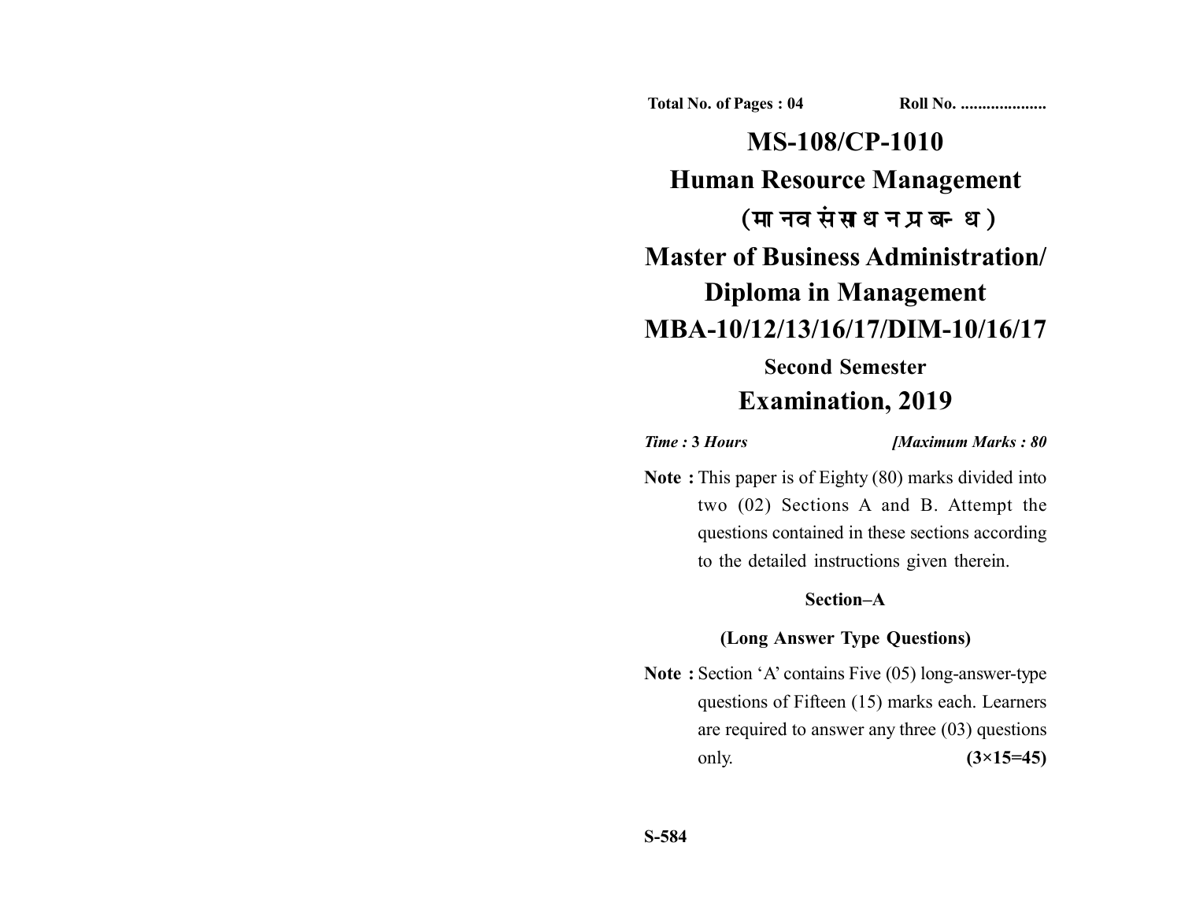Total No. of Pages : 04 Roll No. ....................

# MS-108/CP-1010

# Human Resource Management

# (मानव संसाधन प्रबन्ध)

# Master of Business Administration/ Diploma in Management

# MBA-10/12/13/16/17/DIM-10/16/17

## Second Semester

## Examination, 2019

*Time :* **3** *Hours* *[Maximum Marks : 80*

**Note :** This paper is of Eighty (80) marks divided into two (02) Sections A and B. Attempt the questions contained in these sections according to the detailed instructions given therein.

### Section–A

### (Long Answer Type Questions)

**Note :** Section 'A' contains Five (05) long-answer-type questions of Fifteen (15) marks each. Learners are required to answer any three (03) questions only. **(3×15=45)**

S-584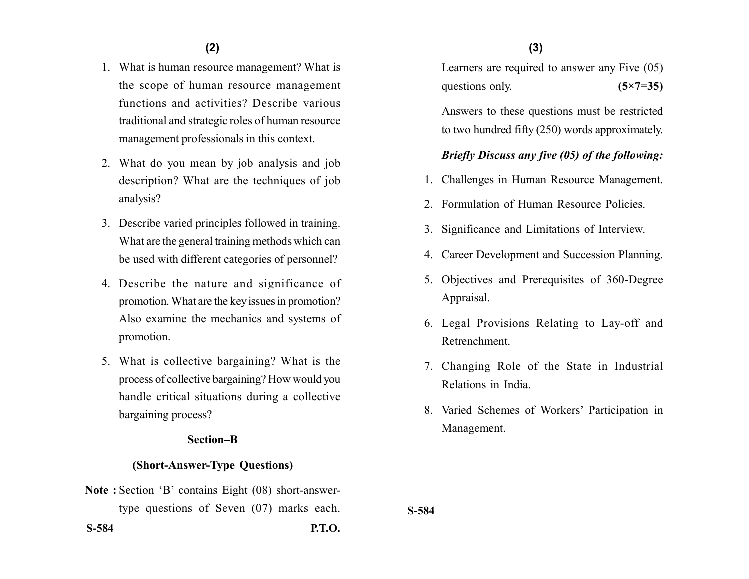1. What is human resource management? What is the scope of human resource management functions and activities? Describe various traditional and strategic roles of human resource management professionals in this context.

2. What do you mean by job analysis and job description? What are the techniques of job analysis?

3. Describe varied principles followed in training. What are the general training methods which can be used with different categories of personnel?

4. Describe the nature and significance of promotion. What are the key issues in promotion? Also examine the mechanics and systems of promotion.

5. What is collective bargaining? What is the process of collective bargaining? How would you handle critical situations during a collective bargaining process?

## Section–B

### (Short-Answer-Type Questions)

**Note :** Section 'B' contains Eight (08) short-answer-type questions of Seven (07) marks each. Learners are required to answer any Five (05) questions only. **(5×7=35)**

Answers to these questions must be restricted to two hundred fifty (250) words approximately.

***Briefly Discuss any five (05) of the following:***

1. Challenges in Human Resource Management.

2. Formulation of Human Resource Policies.

3. Significance and Limitations of Interview.

4. Career Development and Succession Planning.

5. Objectives and Prerequisites of 360-Degree Appraisal.

6. Legal Provisions Relating to Lay-off and Retrenchment.

7. Changing Role of the State in Industrial Relations in India.

8. Varied Schemes of Workers' Participation in Management.